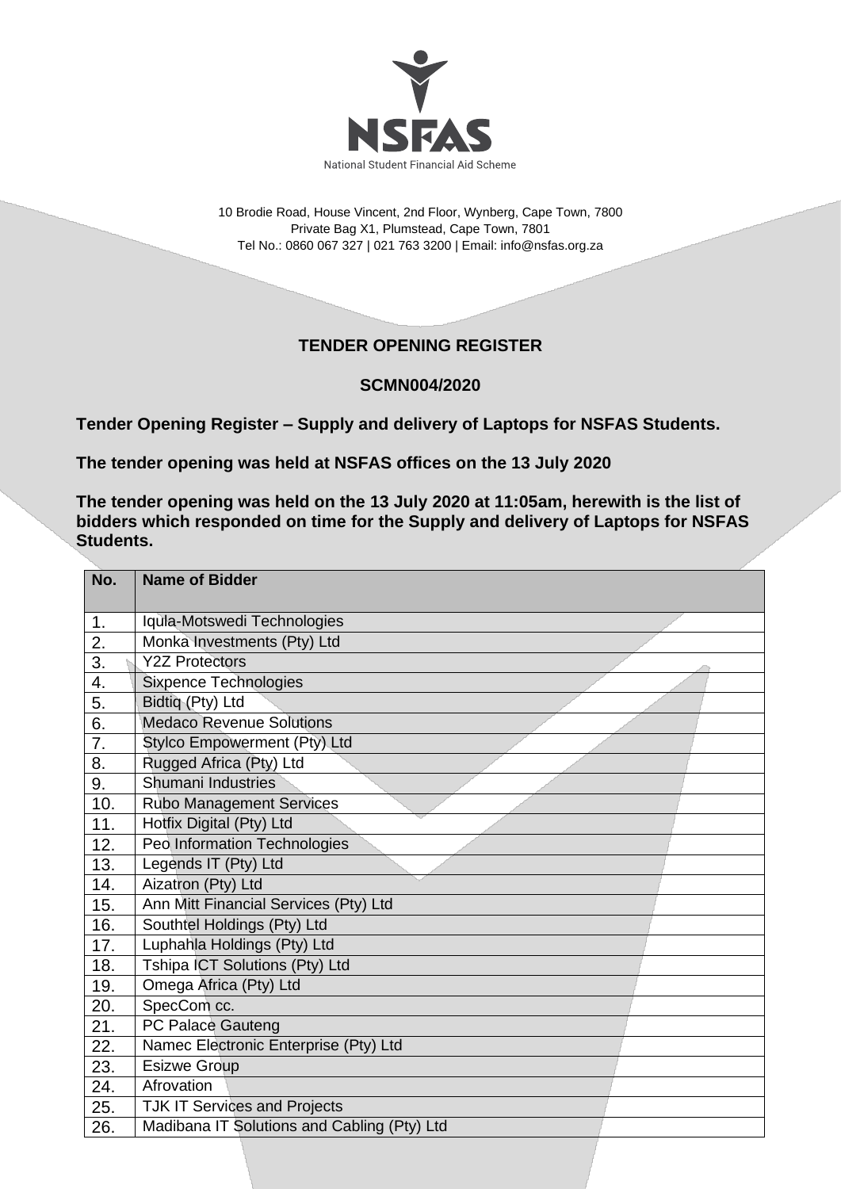NSFAS

National Student Financial Aid Scheme

10 Brodie Road, House Vincent, 2nd Floor, Wynberg, Cape Town, 7800
Private Bag X1, Plumstead, Cape Town, 7801
Tel No.: 0860 067 327 | 021 763 3200 | Email: info@nsfas.org.za

# TENDER OPENING REGISTER

## SCMN004/2020

**Tender Opening Register – Supply and delivery of Laptops for NSFAS Students.**

**The tender opening was held at NSFAS offices on the 13 July 2020**

**The tender opening was held on the 13 July 2020 at 11:05am, herewith is the list of bidders which responded on time for the Supply and delivery of Laptops for NSFAS Students.**

| No. | Name of Bidder |
|---|---|
| 1. | Iqula-Motswedi Technologies |
| 2. | Monka Investments (Pty) Ltd |
| 3. | Y2Z Protectors |
| 4. | Sixpence Technologies |
| 5. | Bidtiq (Pty) Ltd |
| 6. | Medaco Revenue Solutions |
| 7. | Stylco Empowerment (Pty) Ltd |
| 8. | Rugged Africa (Pty) Ltd |
| 9. | Shumani Industries |
| 10. | Rubo Management Services |
| 11. | Hotfix Digital (Pty) Ltd |
| 12. | Peo Information Technologies |
| 13. | Legends IT (Pty) Ltd |
| 14. | Aizatron (Pty) Ltd |
| 15. | Ann Mitt Financial Services (Pty) Ltd |
| 16. | Southtel Holdings (Pty) Ltd |
| 17. | Luphahla Holdings (Pty) Ltd |
| 18. | Tshipa ICT Solutions (Pty) Ltd |
| 19. | Omega Africa (Pty) Ltd |
| 20. | SpecCom cc. |
| 21. | PC Palace Gauteng |
| 22. | Namec Electronic Enterprise (Pty) Ltd |
| 23. | Esizwe Group |
| 24. | Afrovation |
| 25. | TJK IT Services and Projects |
| 26. | Madibana IT Solutions and Cabling (Pty) Ltd |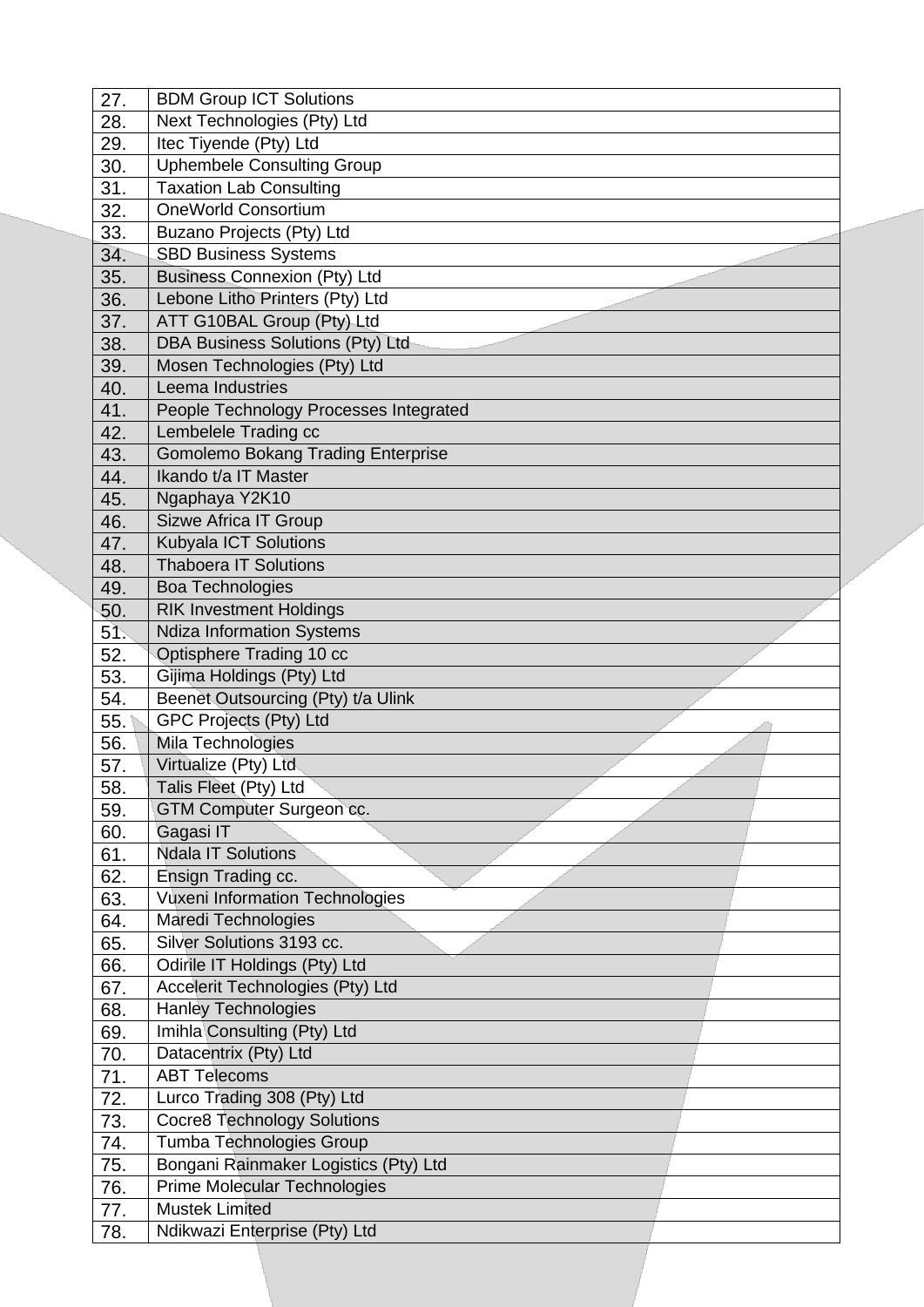| | |
|---|---|
| 27. | BDM Group ICT Solutions |
| 28. | Next Technologies (Pty) Ltd |
| 29. | Itec Tiyende (Pty) Ltd |
| 30. | Uphembele Consulting Group |
| 31. | Taxation Lab Consulting |
| 32. | OneWorld Consortium |
| 33. | Buzano Projects (Pty) Ltd |
| 34. | SBD Business Systems |
| 35. | Business Connexion (Pty) Ltd |
| 36. | Lebone Litho Printers (Pty) Ltd |
| 37. | ATT G10BAL Group (Pty) Ltd |
| 38. | DBA Business Solutions (Pty) Ltd |
| 39. | Mosen Technologies (Pty) Ltd |
| 40. | Leema Industries |
| 41. | People Technology Processes Integrated |
| 42. | Lembelele Trading cc |
| 43. | Gomolemo Bokang Trading Enterprise |
| 44. | Ikando t/a IT Master |
| 45. | Ngaphaya Y2K10 |
| 46. | Sizwe Africa IT Group |
| 47. | Kubyala ICT Solutions |
| 48. | Thaboera IT Solutions |
| 49. | Boa Technologies |
| 50. | RIK Investment Holdings |
| 51. | Ndiza Information Systems |
| 52. | Optisphere Trading 10 cc |
| 53. | Gijima Holdings (Pty) Ltd |
| 54. | Beenet Outsourcing (Pty) t/a Ulink |
| 55. | GPC Projects (Pty) Ltd |
| 56. | Mila Technologies |
| 57. | Virtualize (Pty) Ltd |
| 58. | Talis Fleet (Pty) Ltd |
| 59. | GTM Computer Surgeon cc. |
| 60. | Gagasi IT |
| 61. | Ndala IT Solutions |
| 62. | Ensign Trading cc. |
| 63. | Vuxeni Information Technologies |
| 64. | Maredi Technologies |
| 65. | Silver Solutions 3193 cc. |
| 66. | Odirile IT Holdings (Pty) Ltd |
| 67. | Accelerit Technologies (Pty) Ltd |
| 68. | Hanley Technologies |
| 69. | Imihla Consulting (Pty) Ltd |
| 70. | Datacentrix (Pty) Ltd |
| 71. | ABT Telecoms |
| 72. | Lurco Trading 308 (Pty) Ltd |
| 73. | Cocre8 Technology Solutions |
| 74. | Tumba Technologies Group |
| 75. | Bongani Rainmaker Logistics (Pty) Ltd |
| 76. | Prime Molecular Technologies |
| 77. | Mustek Limited |
| 78. | Ndikwazi Enterprise (Pty) Ltd |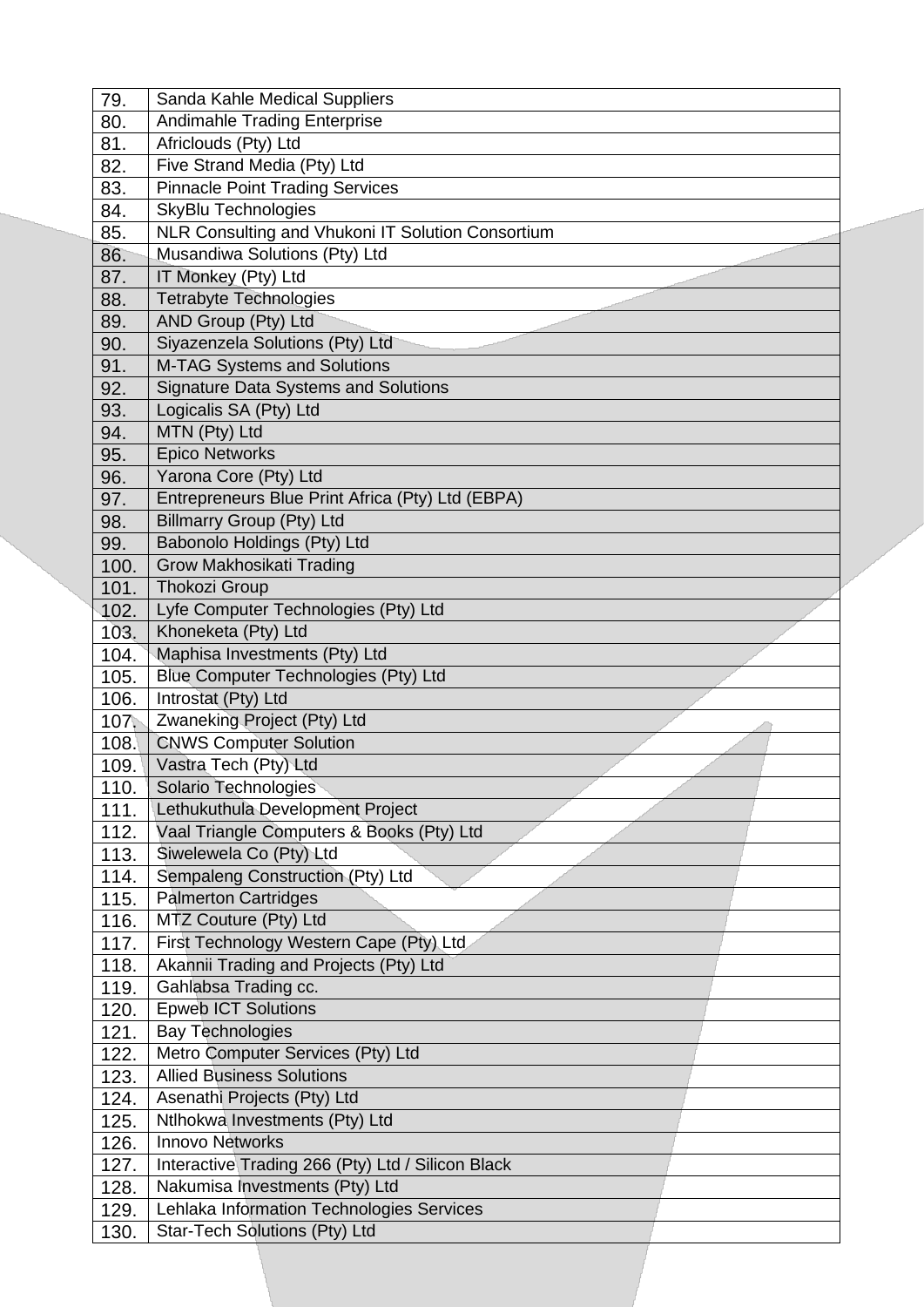| | |
|---|---|
| 79. | Sanda Kahle Medical Suppliers |
| 80. | Andimahle Trading Enterprise |
| 81. | Africlouds (Pty) Ltd |
| 82. | Five Strand Media (Pty) Ltd |
| 83. | Pinnacle Point Trading Services |
| 84. | SkyBlu Technologies |
| 85. | NLR Consulting and Vhukoni IT Solution Consortium |
| 86. | Musandiwa Solutions (Pty) Ltd |
| 87. | IT Monkey (Pty) Ltd |
| 88. | Tetrabyte Technologies |
| 89. | AND Group (Pty) Ltd |
| 90. | Siyazenzela Solutions (Pty) Ltd |
| 91. | M-TAG Systems and Solutions |
| 92. | Signature Data Systems and Solutions |
| 93. | Logicalis SA (Pty) Ltd |
| 94. | MTN (Pty) Ltd |
| 95. | Epico Networks |
| 96. | Yarona Core (Pty) Ltd |
| 97. | Entrepreneurs Blue Print Africa (Pty) Ltd (EBPA) |
| 98. | Billmarry Group (Pty) Ltd |
| 99. | Babonolo Holdings (Pty) Ltd |
| 100. | Grow Makhosikati Trading |
| 101. | Thokozi Group |
| 102. | Lyfe Computer Technologies (Pty) Ltd |
| 103. | Khoneketa (Pty) Ltd |
| 104. | Maphisa Investments (Pty) Ltd |
| 105. | Blue Computer Technologies (Pty) Ltd |
| 106. | Introstat (Pty) Ltd |
| 107. | Zwaneking Project (Pty) Ltd |
| 108. | CNWS Computer Solution |
| 109. | Vastra Tech (Pty) Ltd |
| 110. | Solario Technologies |
| 111. | Lethukuthula Development Project |
| 112. | Vaal Triangle Computers & Books (Pty) Ltd |
| 113. | Siwelewela Co (Pty) Ltd |
| 114. | Sempaleng Construction (Pty) Ltd |
| 115. | Palmerton Cartridges |
| 116. | MTZ Couture (Pty) Ltd |
| 117. | First Technology Western Cape (Pty) Ltd |
| 118. | Akannii Trading and Projects (Pty) Ltd |
| 119. | Gahlabsa Trading cc. |
| 120. | Epweb ICT Solutions |
| 121. | Bay Technologies |
| 122. | Metro Computer Services (Pty) Ltd |
| 123. | Allied Business Solutions |
| 124. | Asenathi Projects (Pty) Ltd |
| 125. | Ntlhokwa Investments (Pty) Ltd |
| 126. | Innovo Networks |
| 127. | Interactive Trading 266 (Pty) Ltd / Silicon Black |
| 128. | Nakumisa Investments (Pty) Ltd |
| 129. | Lehlaka Information Technologies Services |
| 130. | Star-Tech Solutions (Pty) Ltd |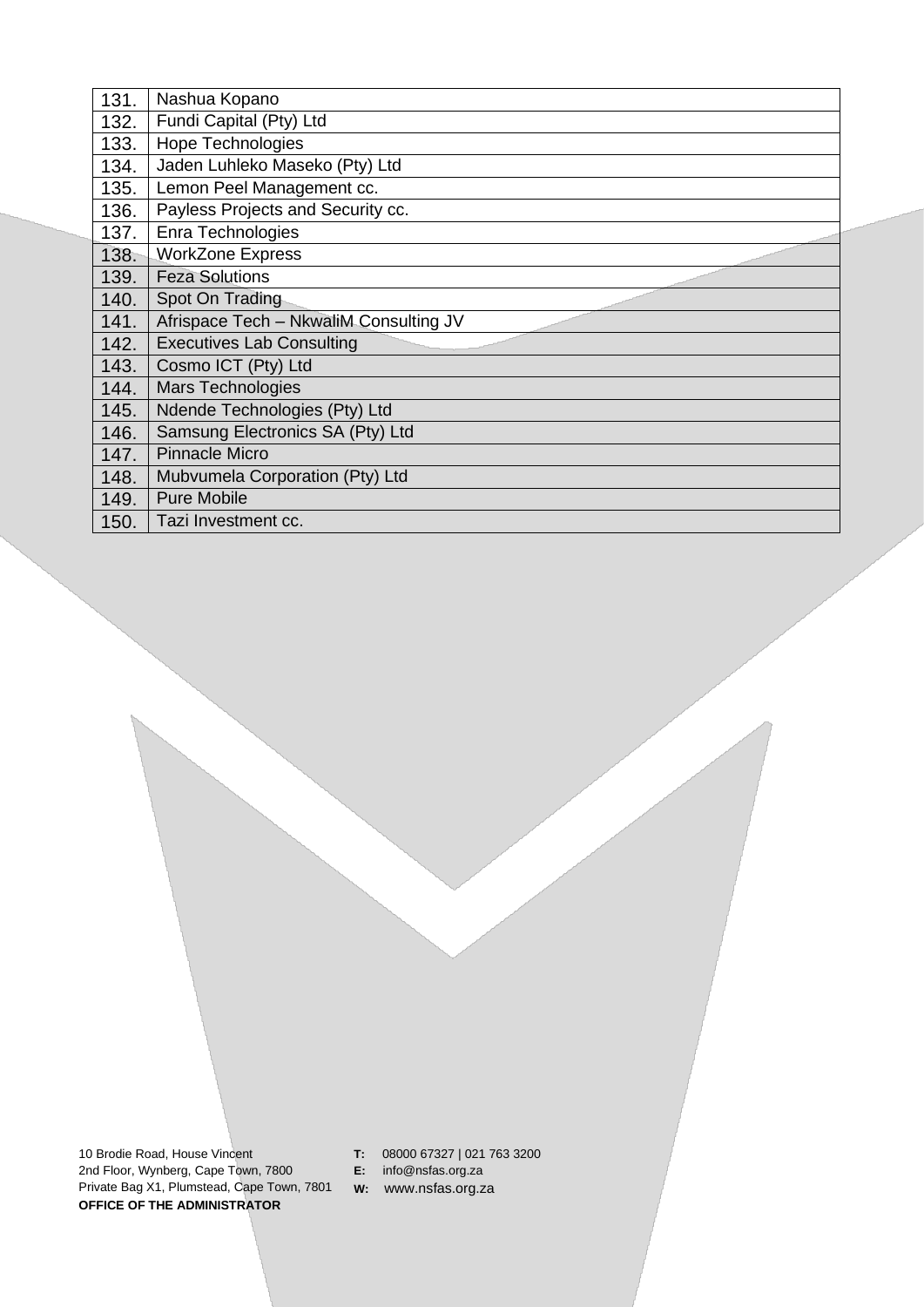| | |
|---|---|
| 131. | Nashua Kopano |
| 132. | Fundi Capital (Pty) Ltd |
| 133. | Hope Technologies |
| 134. | Jaden Luhleko Maseko (Pty) Ltd |
| 135. | Lemon Peel Management cc. |
| 136. | Payless Projects and Security cc. |
| 137. | Enra Technologies |
| 138. | WorkZone Express |
| 139. | Feza Solutions |
| 140. | Spot On Trading |
| 141. | Afrispace Tech – NkwaliM Consulting JV |
| 142. | Executives Lab Consulting |
| 143. | Cosmo ICT (Pty) Ltd |
| 144. | Mars Technologies |
| 145. | Ndende Technologies (Pty) Ltd |
| 146. | Samsung Electronics SA (Pty) Ltd |
| 147. | Pinnacle Micro |
| 148. | Mubvumela Corporation (Pty) Ltd |
| 149. | Pure Mobile |
| 150. | Tazi Investment cc. |

10 Brodie Road, House Vincent
2nd Floor, Wynberg, Cape Town, 7800
Private Bag X1, Plumstead, Cape Town, 7801
**OFFICE OF THE ADMINISTRATOR**

**T:** 08000 67327 | 021 763 3200
**E:** info@nsfas.org.za
**W:** www.nsfas.org.za